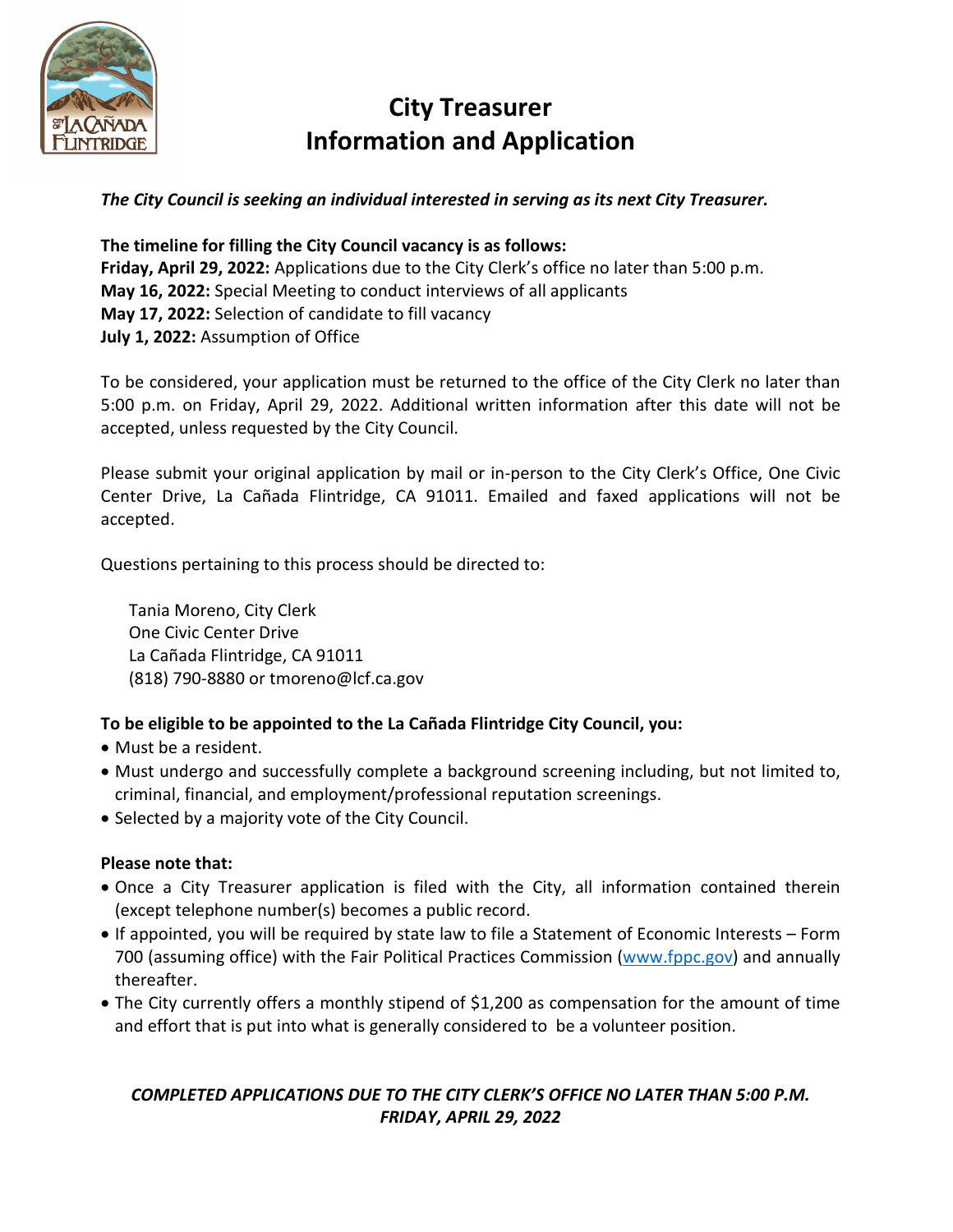# City Treasurer
# Information and Application

***The City Council is seeking an individual interested in serving as its next City Treasurer.***

**The timeline for filling the City Council vacancy is as follows:**
**Friday, April 29, 2022:** Applications due to the City Clerk's office no later than 5:00 p.m.
**May 16, 2022:** Special Meeting to conduct interviews of all applicants
**May 17, 2022:** Selection of candidate to fill vacancy
**July 1, 2022:** Assumption of Office

To be considered, your application must be returned to the office of the City Clerk no later than 5:00 p.m. on Friday, April 29, 2022. Additional written information after this date will not be accepted, unless requested by the City Council.

Please submit your original application by mail or in-person to the City Clerk's Office, One Civic Center Drive, La Cañada Flintridge, CA 91011. Emailed and faxed applications will not be accepted.

Questions pertaining to this process should be directed to:

Tania Moreno, City Clerk
One Civic Center Drive
La Cañada Flintridge, CA 91011
(818) 790-8880 or tmoreno@lcf.ca.gov

**To be eligible to be appointed to the La Cañada Flintridge City Council, you:**

- Must be a resident.
- Must undergo and successfully complete a background screening including, but not limited to, criminal, financial, and employment/professional reputation screenings.
- Selected by a majority vote of the City Council.

**Please note that:**

- Once a City Treasurer application is filed with the City, all information contained therein (except telephone number(s) becomes a public record.
- If appointed, you will be required by state law to file a Statement of Economic Interests – Form 700 (assuming office) with the Fair Political Practices Commission (www.fppc.gov) and annually thereafter.
- The City currently offers a monthly stipend of $1,200 as compensation for the amount of time and effort that is put into what is generally considered to be a volunteer position.

***COMPLETED APPLICATIONS DUE TO THE CITY CLERK'S OFFICE NO LATER THAN 5:00 P.M. FRIDAY, APRIL 29, 2022***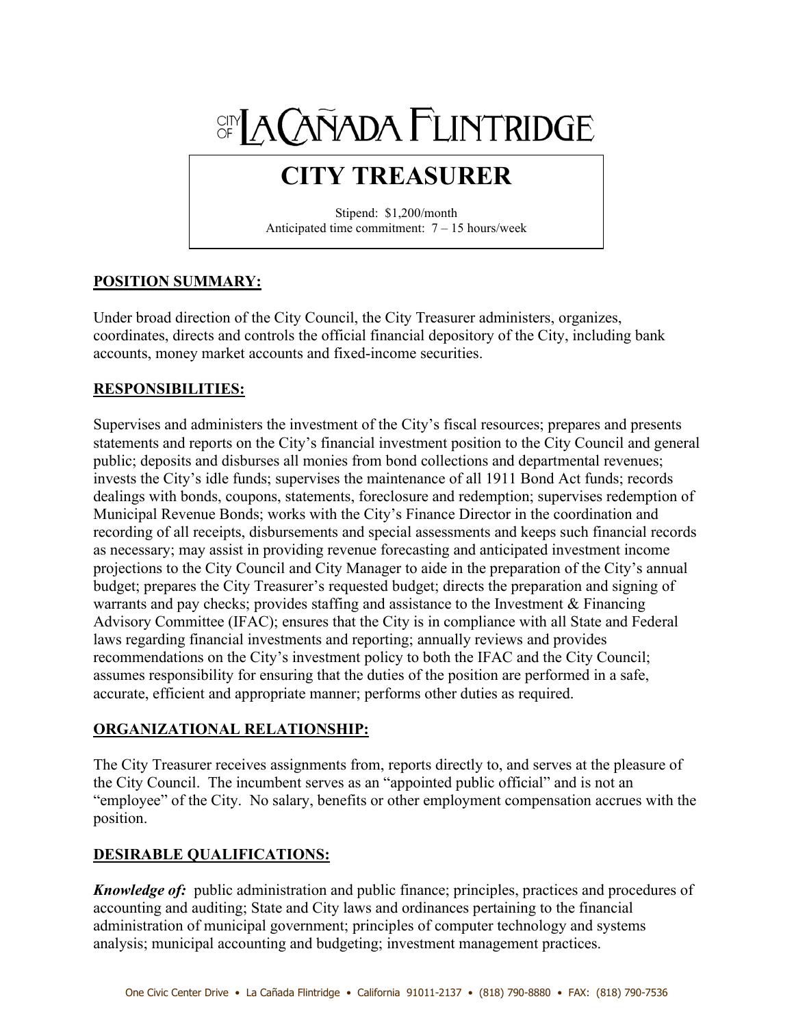# CITY OF LA CAÑADA FLINTRIDGE

## CITY TREASURER

Stipend: $1,200/month
Anticipated time commitment: 7 – 15 hours/week

### POSITION SUMMARY:

Under broad direction of the City Council, the City Treasurer administers, organizes, coordinates, directs and controls the official financial depository of the City, including bank accounts, money market accounts and fixed-income securities.

### RESPONSIBILITIES:

Supervises and administers the investment of the City's fiscal resources; prepares and presents statements and reports on the City's financial investment position to the City Council and general public; deposits and disburses all monies from bond collections and departmental revenues; invests the City's idle funds; supervises the maintenance of all 1911 Bond Act funds; records dealings with bonds, coupons, statements, foreclosure and redemption; supervises redemption of Municipal Revenue Bonds; works with the City's Finance Director in the coordination and recording of all receipts, disbursements and special assessments and keeps such financial records as necessary; may assist in providing revenue forecasting and anticipated investment income projections to the City Council and City Manager to aide in the preparation of the City's annual budget; prepares the City Treasurer's requested budget; directs the preparation and signing of warrants and pay checks; provides staffing and assistance to the Investment & Financing Advisory Committee (IFAC); ensures that the City is in compliance with all State and Federal laws regarding financial investments and reporting; annually reviews and provides recommendations on the City's investment policy to both the IFAC and the City Council; assumes responsibility for ensuring that the duties of the position are performed in a safe, accurate, efficient and appropriate manner; performs other duties as required.

### ORGANIZATIONAL RELATIONSHIP:

The City Treasurer receives assignments from, reports directly to, and serves at the pleasure of the City Council. The incumbent serves as an "appointed public official" and is not an "employee" of the City. No salary, benefits or other employment compensation accrues with the position.

### DESIRABLE QUALIFICATIONS:

***Knowledge of:*** public administration and public finance; principles, practices and procedures of accounting and auditing; State and City laws and ordinances pertaining to the financial administration of municipal government; principles of computer technology and systems analysis; municipal accounting and budgeting; investment management practices.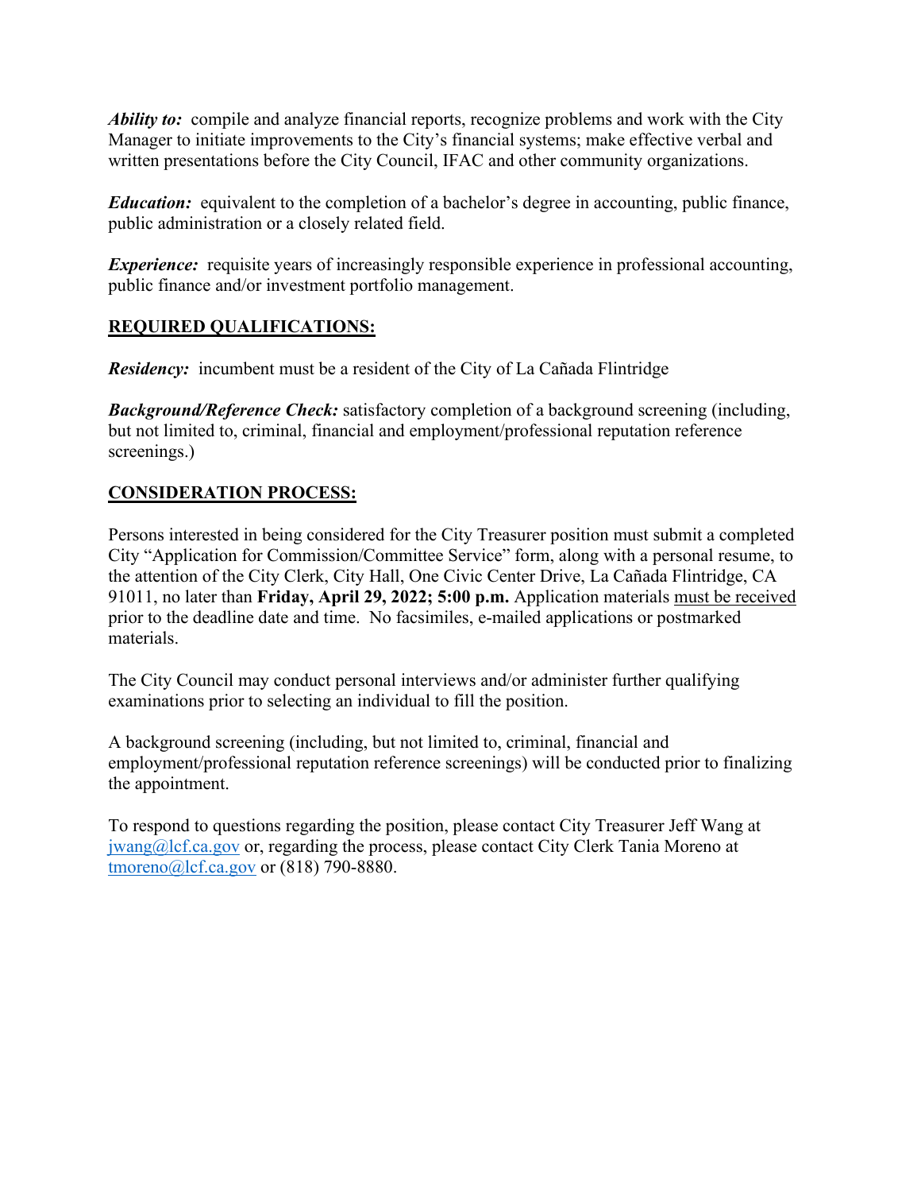***Ability to:*** compile and analyze financial reports, recognize problems and work with the City Manager to initiate improvements to the City's financial systems; make effective verbal and written presentations before the City Council, IFAC and other community organizations.

***Education:*** equivalent to the completion of a bachelor's degree in accounting, public finance, public administration or a closely related field.

***Experience:*** requisite years of increasingly responsible experience in professional accounting, public finance and/or investment portfolio management.

## REQUIRED QUALIFICATIONS:

***Residency:*** incumbent must be a resident of the City of La Cañada Flintridge

***Background/Reference Check:*** satisfactory completion of a background screening (including, but not limited to, criminal, financial and employment/professional reputation reference screenings.)

## CONSIDERATION PROCESS:

Persons interested in being considered for the City Treasurer position must submit a completed City "Application for Commission/Committee Service" form, along with a personal resume, to the attention of the City Clerk, City Hall, One Civic Center Drive, La Cañada Flintridge, CA 91011, no later than **Friday, April 29, 2022; 5:00 p.m.** Application materials must be received prior to the deadline date and time. No facsimiles, e-mailed applications or postmarked materials.

The City Council may conduct personal interviews and/or administer further qualifying examinations prior to selecting an individual to fill the position.

A background screening (including, but not limited to, criminal, financial and employment/professional reputation reference screenings) will be conducted prior to finalizing the appointment.

To respond to questions regarding the position, please contact City Treasurer Jeff Wang at jwang@lcf.ca.gov or, regarding the process, please contact City Clerk Tania Moreno at tmoreno@lcf.ca.gov or (818) 790-8880.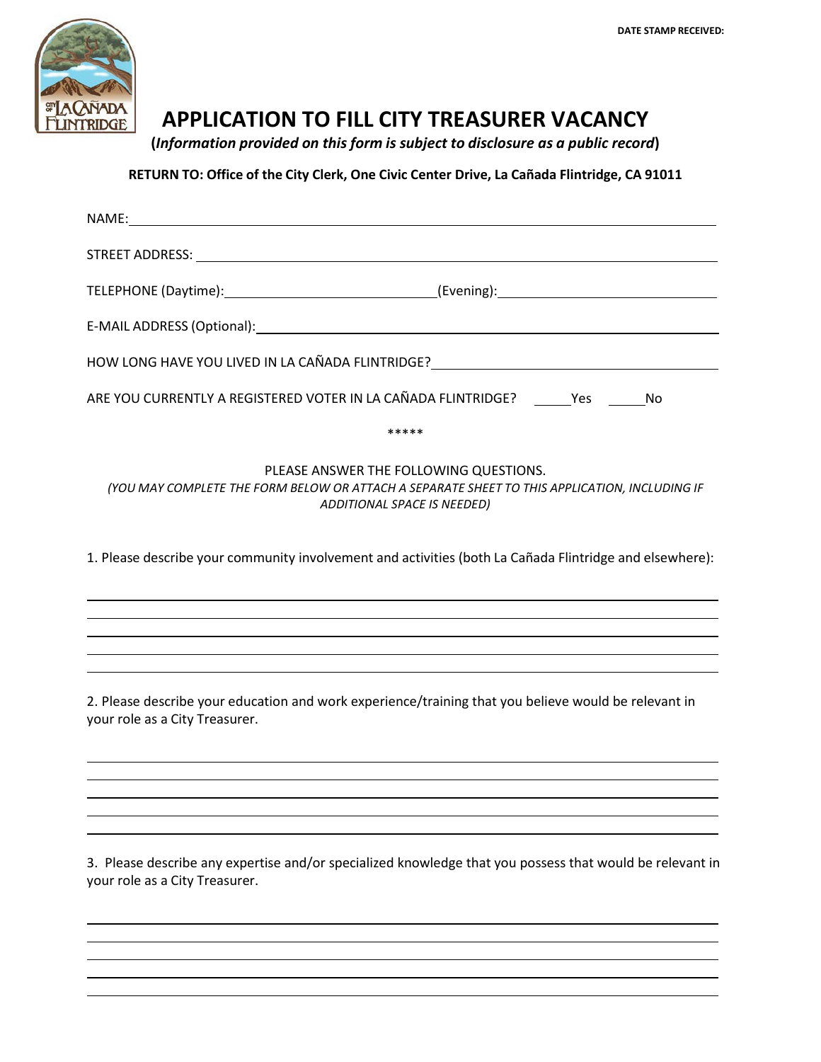DATE STAMP RECEIVED:

# APPLICATION TO FILL CITY TREASURER VACANCY

**(*Information provided on this form is subject to disclosure as a public record*)**

**RETURN TO: Office of the City Clerk, One Civic Center Drive, La Cañada Flintridge, CA 91011**

NAME: ______________________________________________

STREET ADDRESS: ______________________________________________

TELEPHONE (Daytime): ______________________ (Evening): ______________________

E-MAIL ADDRESS (Optional): ______________________________________________

HOW LONG HAVE YOU LIVED IN LA CAÑADA FLINTRIDGE? ______________________

ARE YOU CURRENTLY A REGISTERED VOTER IN LA CAÑADA FLINTRIDGE? _____Yes _____No

*****

PLEASE ANSWER THE FOLLOWING QUESTIONS.

*(YOU MAY COMPLETE THE FORM BELOW OR ATTACH A SEPARATE SHEET TO THIS APPLICATION, INCLUDING IF ADDITIONAL SPACE IS NEEDED)*

1. Please describe your community involvement and activities (both La Cañada Flintridge and elsewhere):

______________________________________________

______________________________________________

______________________________________________

______________________________________________

______________________________________________

2. Please describe your education and work experience/training that you believe would be relevant in your role as a City Treasurer.

______________________________________________

______________________________________________

______________________________________________

______________________________________________

______________________________________________

3. Please describe any expertise and/or specialized knowledge that you possess that would be relevant in your role as a City Treasurer.

______________________________________________

______________________________________________

______________________________________________

______________________________________________

______________________________________________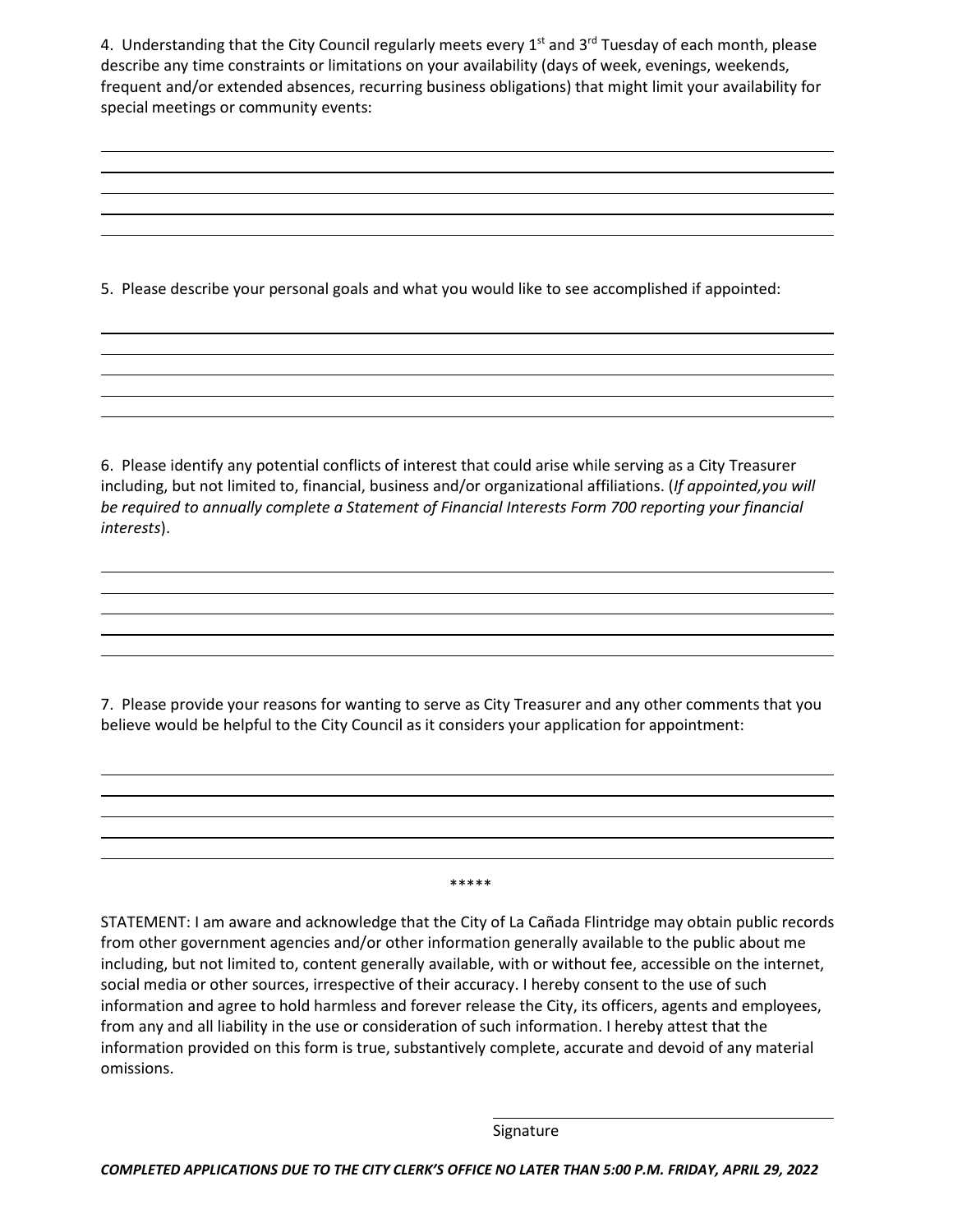4. Understanding that the City Council regularly meets every 1st and 3rd Tuesday of each month, please describe any time constraints or limitations on your availability (days of week, evenings, weekends, frequent and/or extended absences, recurring business obligations) that might limit your availability for special meetings or community events:

5. Please describe your personal goals and what you would like to see accomplished if appointed:

6. Please identify any potential conflicts of interest that could arise while serving as a City Treasurer including, but not limited to, financial, business and/or organizational affiliations. (*If appointed,you will be required to annually complete a Statement of Financial Interests Form 700 reporting your financial interests*).

7. Please provide your reasons for wanting to serve as City Treasurer and any other comments that you believe would be helpful to the City Council as it considers your application for appointment:

*****

STATEMENT: I am aware and acknowledge that the City of La Cañada Flintridge may obtain public records from other government agencies and/or other information generally available to the public about me including, but not limited to, content generally available, with or without fee, accessible on the internet, social media or other sources, irrespective of their accuracy. I hereby consent to the use of such information and agree to hold harmless and forever release the City, its officers, agents and employees, from any and all liability in the use or consideration of such information. I hereby attest that the information provided on this form is true, substantively complete, accurate and devoid of any material omissions.

Signature

***COMPLETED APPLICATIONS DUE TO THE CITY CLERK'S OFFICE NO LATER THAN 5:00 P.M. FRIDAY, APRIL 29, 2022***